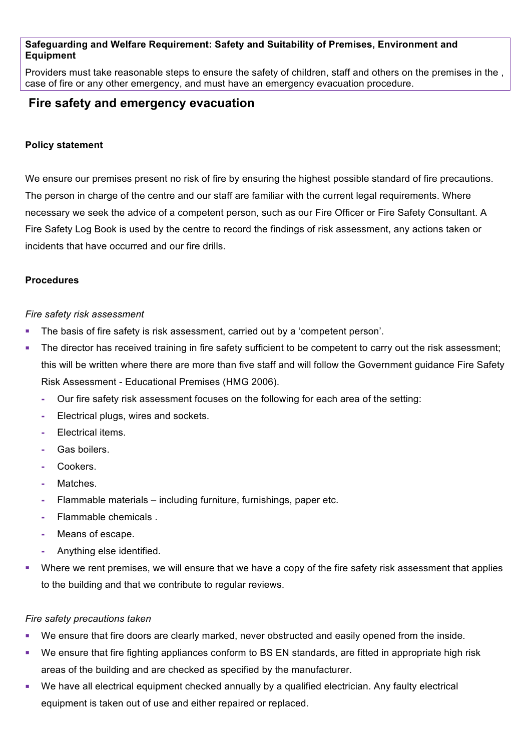**Safeguarding and Welfare Requirement: Safety and Suitability of Premises, Environment and Equipment**

Providers must take reasonable steps to ensure the safety of children, staff and others on the premises in the , case of fire or any other emergency, and must have an emergency evacuation procedure.

# Fire safety and emergency evacuation

**Policy statement**

We ensure our premises present no risk of fire by ensuring the highest possible standard of fire precautions. The person in charge of the centre and our staff are familiar with the current legal requirements. Where necessary we seek the advice of a competent person, such as our Fire Officer or Fire Safety Consultant. A Fire Safety Log Book is used by the centre to record the findings of risk assessment, any actions taken or incidents that have occurred and our fire drills.

**Procedures**

*Fire safety risk assessment*

- The basis of fire safety is risk assessment, carried out by a 'competent person'.
- The director has received training in fire safety sufficient to be competent to carry out the risk assessment; this will be written where there are more than five staff and will follow the Government guidance Fire Safety Risk Assessment - Educational Premises (HMG 2006).
  - Our fire safety risk assessment focuses on the following for each area of the setting:
  - Electrical plugs, wires and sockets.
  - Electrical items.
  - Gas boilers.
  - Cookers.
  - Matches.
  - Flammable materials – including furniture, furnishings, paper etc.
  - Flammable chemicals .
  - Means of escape.
  - Anything else identified.
- Where we rent premises, we will ensure that we have a copy of the fire safety risk assessment that applies to the building and that we contribute to regular reviews.

*Fire safety precautions taken*

- We ensure that fire doors are clearly marked, never obstructed and easily opened from the inside.
- We ensure that fire fighting appliances conform to BS EN standards, are fitted in appropriate high risk areas of the building and are checked as specified by the manufacturer.
- We have all electrical equipment checked annually by a qualified electrician. Any faulty electrical equipment is taken out of use and either repaired or replaced.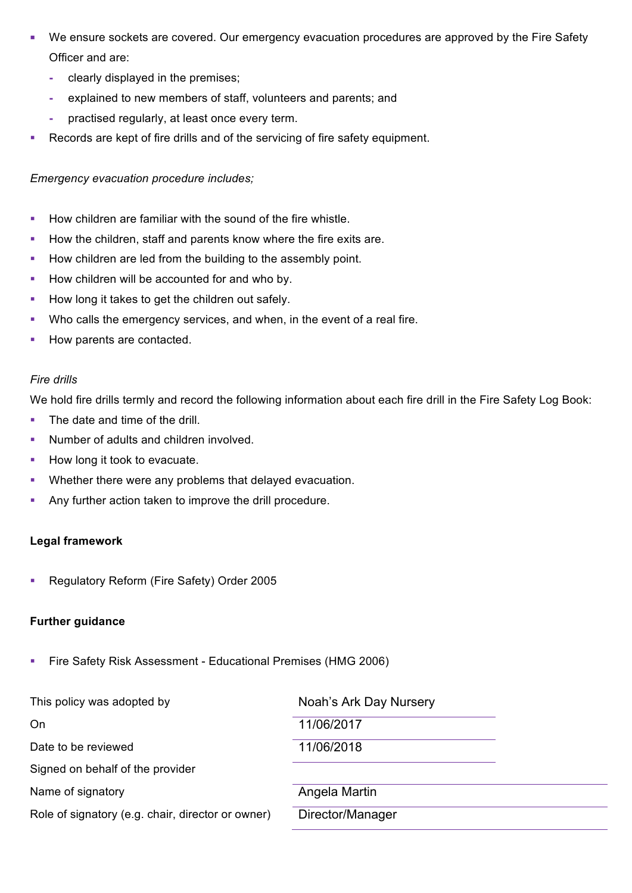- We ensure sockets are covered. Our emergency evacuation procedures are approved by the Fire Safety Officer and are:
  - clearly displayed in the premises;
  - explained to new members of staff, volunteers and parents; and
  - practised regularly, at least once every term.
- Records are kept of fire drills and of the servicing of fire safety equipment.

*Emergency evacuation procedure includes;*

- How children are familiar with the sound of the fire whistle.
- How the children, staff and parents know where the fire exits are.
- How children are led from the building to the assembly point.
- How children will be accounted for and who by.
- How long it takes to get the children out safely.
- Who calls the emergency services, and when, in the event of a real fire.
- How parents are contacted.

*Fire drills*

We hold fire drills termly and record the following information about each fire drill in the Fire Safety Log Book:

- The date and time of the drill.
- Number of adults and children involved.
- How long it took to evacuate.
- Whether there were any problems that delayed evacuation.
- Any further action taken to improve the drill procedure.

**Legal framework**

- Regulatory Reform (Fire Safety) Order 2005

**Further guidance**

- Fire Safety Risk Assessment - Educational Premises (HMG 2006)

| | |
|---|---|
| This policy was adopted by | Noah's Ark Day Nursery |
| On | 11/06/2017 |
| Date to be reviewed | 11/06/2018 |
| Signed on behalf of the provider | |
| Name of signatory | Angela Martin |
| Role of signatory (e.g. chair, director or owner) | Director/Manager |